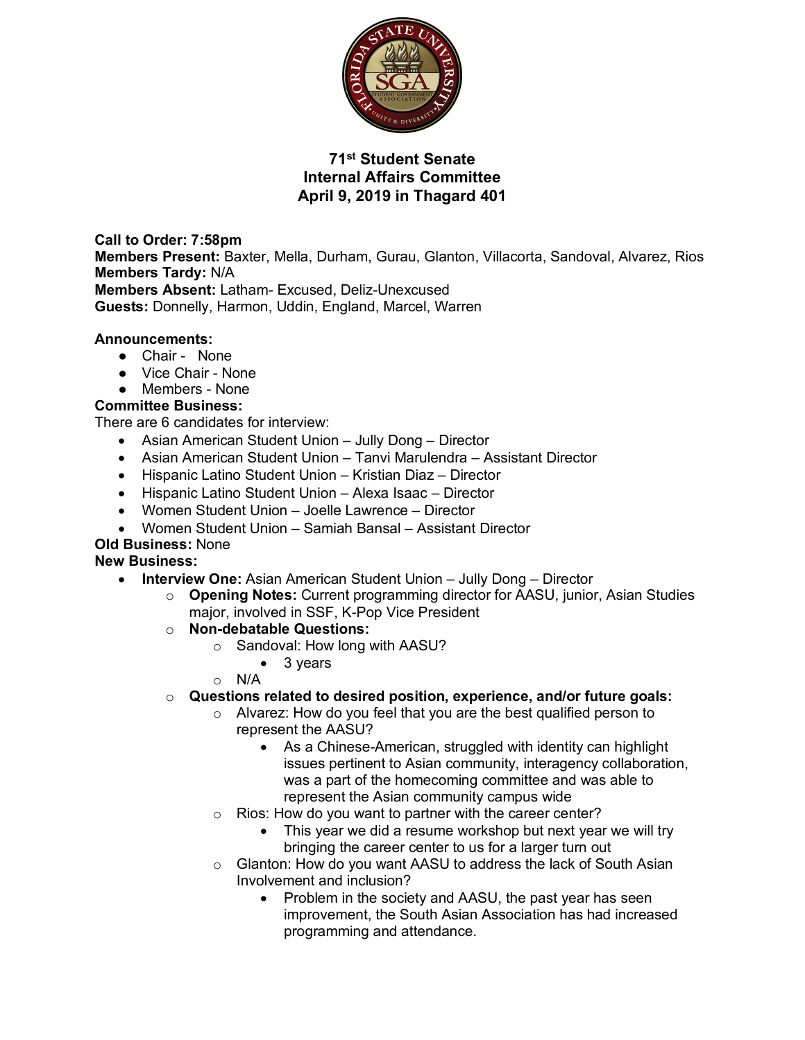# 71st Student Senate
## Internal Affairs Committee
## April 9, 2019 in Thagard 401

**Call to Order: 7:58pm**
**Members Present:** Baxter, Mella, Durham, Gurau, Glanton, Villacorta, Sandoval, Alvarez, Rios
**Members Tardy:** N/A
**Members Absent:** Latham- Excused, Deliz-Unexcused
**Guests:** Donnelly, Harmon, Uddin, England, Marcel, Warren

**Announcements:**

- Chair - None
- Vice Chair - None
- Members - None

**Committee Business:**
There are 6 candidates for interview:

- Asian American Student Union – Jully Dong – Director
- Asian American Student Union – Tanvi Marulendra – Assistant Director
- Hispanic Latino Student Union – Kristian Diaz – Director
- Hispanic Latino Student Union – Alexa Isaac – Director
- Women Student Union – Joelle Lawrence – Director
- Women Student Union – Samiah Bansal – Assistant Director

**Old Business:** None
**New Business:**

- **Interview One:** Asian American Student Union – Jully Dong – Director
    - **Opening Notes:** Current programming director for AASU, junior, Asian Studies major, involved in SSF, K-Pop Vice President
    - **Non-debatable Questions:**
        - Sandoval: How long with AASU?
            - 3 years
        - N/A
    - **Questions related to desired position, experience, and/or future goals:**
        - Alvarez: How do you feel that you are the best qualified person to represent the AASU?
            - As a Chinese-American, struggled with identity can highlight issues pertinent to Asian community, interagency collaboration, was a part of the homecoming committee and was able to represent the Asian community campus wide
        - Rios: How do you want to partner with the career center?
            - This year we did a resume workshop but next year we will try bringing the career center to us for a larger turn out
        - Glanton: How do you want AASU to address the lack of South Asian Involvement and inclusion?
            - Problem in the society and AASU, the past year has seen improvement, the South Asian Association has had increased programming and attendance.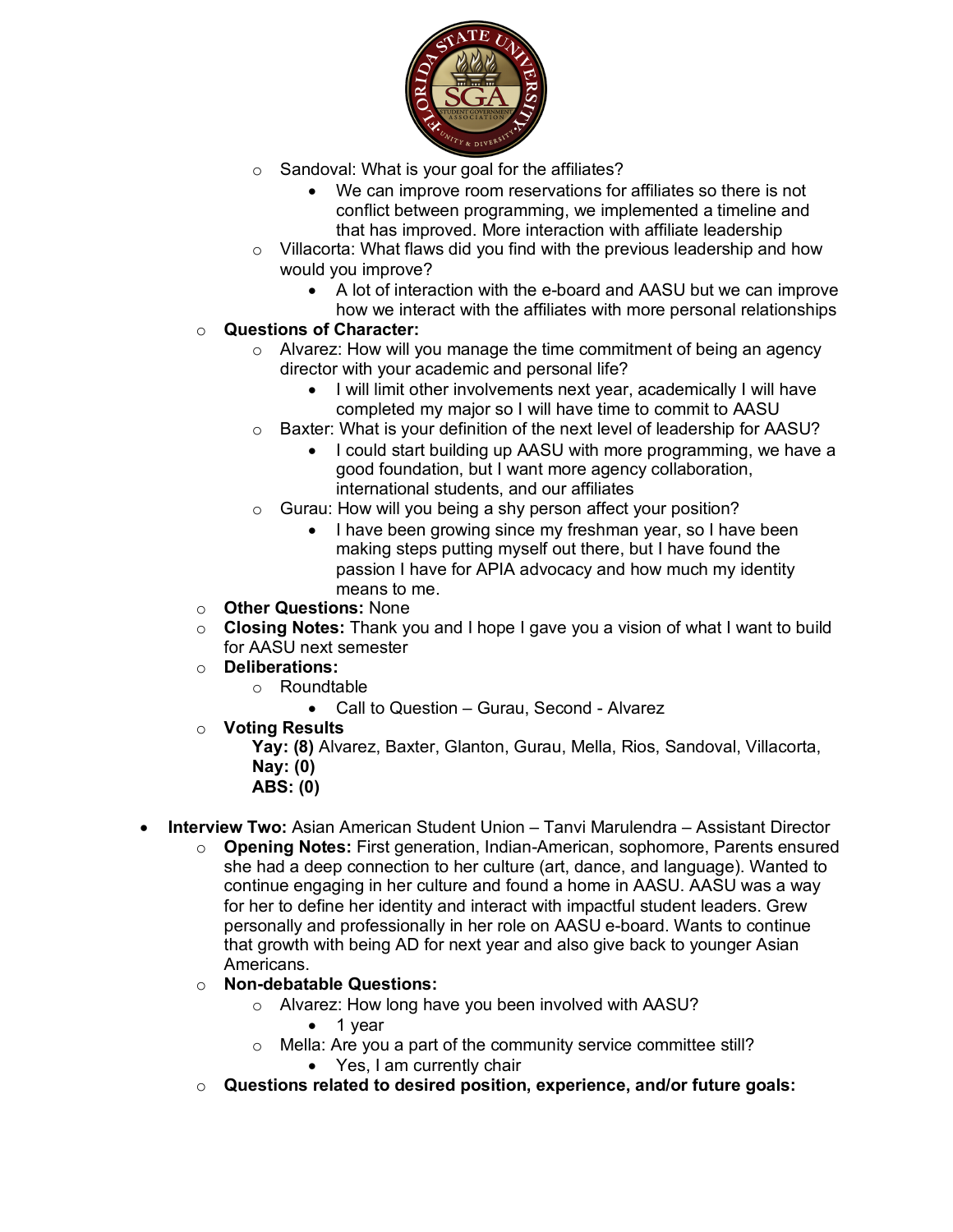- Sandoval: What is your goal for the affiliates?
  - We can improve room reservations for affiliates so there is not conflict between programming, we implemented a timeline and that has improved. More interaction with affiliate leadership
- Villacorta: What flaws did you find with the previous leadership and how would you improve?
  - A lot of interaction with the e-board and AASU but we can improve how we interact with the affiliates with more personal relationships

- **Questions of Character:**
  - Alvarez: How will you manage the time commitment of being an agency director with your academic and personal life?
    - I will limit other involvements next year, academically I will have completed my major so I will have time to commit to AASU
  - Baxter: What is your definition of the next level of leadership for AASU?
    - I could start building up AASU with more programming, we have a good foundation, but I want more agency collaboration, international students, and our affiliates
  - Gurau: How will you being a shy person affect your position?
    - I have been growing since my freshman year, so I have been making steps putting myself out there, but I have found the passion I have for APIA advocacy and how much my identity means to me.
- **Other Questions:** None
- **Closing Notes:** Thank you and I hope I gave you a vision of what I want to build for AASU next semester
- **Deliberations:**
  - Roundtable
    - Call to Question – Gurau, Second - Alvarez
- **Voting Results**

  **Yay: (8)** Alvarez, Baxter, Glanton, Gurau, Mella, Rios, Sandoval, Villacorta,
  **Nay: (0)**
  **ABS: (0)**

- **Interview Two:** Asian American Student Union – Tanvi Marulendra – Assistant Director
  - **Opening Notes:** First generation, Indian-American, sophomore, Parents ensured she had a deep connection to her culture (art, dance, and language). Wanted to continue engaging in her culture and found a home in AASU. AASU was a way for her to define her identity and interact with impactful student leaders. Grew personally and professionally in her role on AASU e-board. Wants to continue that growth with being AD for next year and also give back to younger Asian Americans.
  - **Non-debatable Questions:**
    - Alvarez: How long have you been involved with AASU?
      - 1 year
    - Mella: Are you a part of the community service committee still?
      - Yes, I am currently chair
  - **Questions related to desired position, experience, and/or future goals:**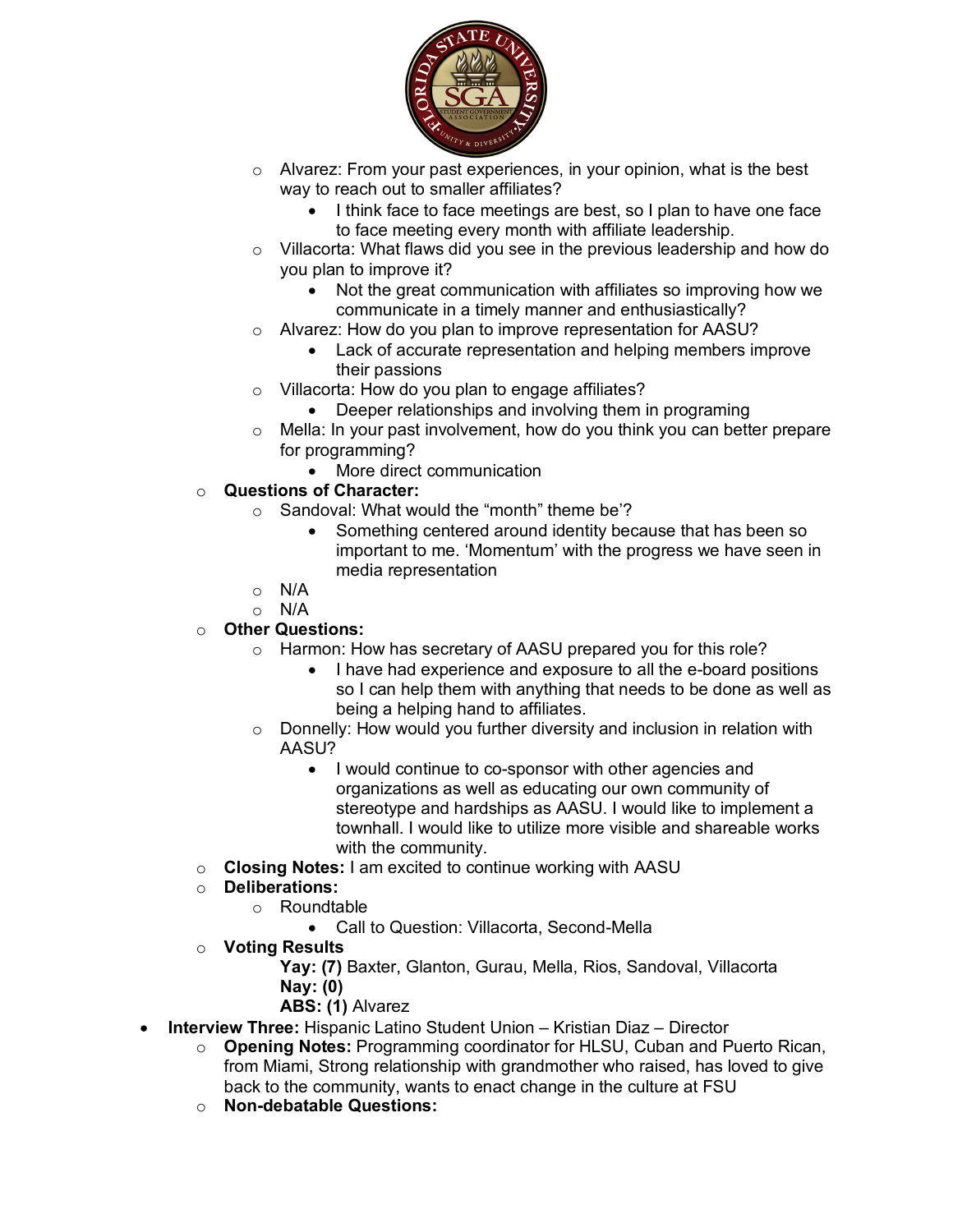- Alvarez: From your past experiences, in your opinion, what is the best way to reach out to smaller affiliates?
  - I think face to face meetings are best, so I plan to have one face to face meeting every month with affiliate leadership.
- Villacorta: What flaws did you see in the previous leadership and how do you plan to improve it?
  - Not the great communication with affiliates so improving how we communicate in a timely manner and enthusiastically?
- Alvarez: How do you plan to improve representation for AASU?
  - Lack of accurate representation and helping members improve their passions
- Villacorta: How do you plan to engage affiliates?
  - Deeper relationships and involving them in programing
- Mella: In your past involvement, how do you think you can better prepare for programming?
  - More direct communication

- **Questions of Character:**
  - Sandoval: What would the "month" theme be'?
    - Something centered around identity because that has been so important to me. 'Momentum' with the progress we have seen in media representation
  - N/A
  - N/A
- **Other Questions:**
  - Harmon: How has secretary of AASU prepared you for this role?
    - I have had experience and exposure to all the e-board positions so I can help them with anything that needs to be done as well as being a helping hand to affiliates.
  - Donnelly: How would you further diversity and inclusion in relation with AASU?
    - I would continue to co-sponsor with other agencies and organizations as well as educating our own community of stereotype and hardships as AASU. I would like to implement a townhall. I would like to utilize more visible and shareable works with the community.
- **Closing Notes:** I am excited to continue working with AASU
- **Deliberations:**
  - Roundtable
    - Call to Question: Villacorta, Second-Mella
- **Voting Results**

  **Yay: (7)** Baxter, Glanton, Gurau, Mella, Rios, Sandoval, Villacorta
  **Nay: (0)**
  **ABS: (1)** Alvarez

- **Interview Three:** Hispanic Latino Student Union – Kristian Diaz – Director
  - **Opening Notes:** Programming coordinator for HLSU, Cuban and Puerto Rican, from Miami, Strong relationship with grandmother who raised, has loved to give back to the community, wants to enact change in the culture at FSU
  - **Non-debatable Questions:**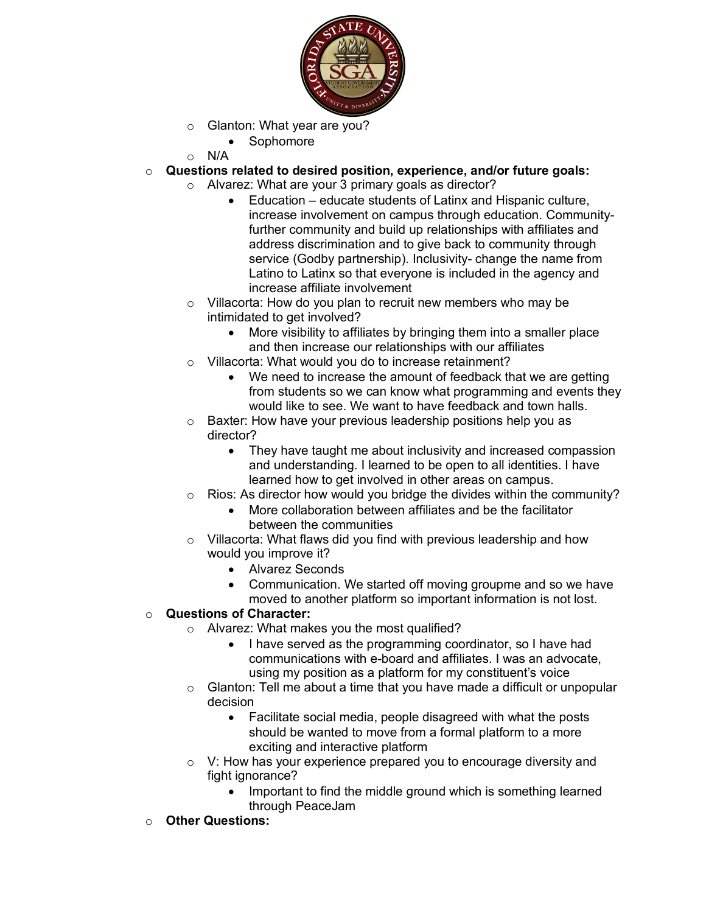- Glanton: What year are you?
  - Sophomore
- N/A

- **Questions related to desired position, experience, and/or future goals:**
  - Alvarez: What are your 3 primary goals as director?
    - Education – educate students of Latinx and Hispanic culture, increase involvement on campus through education. Community- further community and build up relationships with affiliates and address discrimination and to give back to community through service (Godby partnership). Inclusivity- change the name from Latino to Latinx so that everyone is included in the agency and increase affiliate involvement
  - Villacorta: How do you plan to recruit new members who may be intimidated to get involved?
    - More visibility to affiliates by bringing them into a smaller place and then increase our relationships with our affiliates
  - Villacorta: What would you do to increase retainment?
    - We need to increase the amount of feedback that we are getting from students so we can know what programming and events they would like to see. We want to have feedback and town halls.
  - Baxter: How have your previous leadership positions help you as director?
    - They have taught me about inclusivity and increased compassion and understanding. I learned to be open to all identities. I have learned how to get involved in other areas on campus.
  - Rios: As director how would you bridge the divides within the community?
    - More collaboration between affiliates and be the facilitator between the communities
  - Villacorta: What flaws did you find with previous leadership and how would you improve it?
    - Alvarez Seconds
    - Communication. We started off moving groupme and so we have moved to another platform so important information is not lost.
- **Questions of Character:**
  - Alvarez: What makes you the most qualified?
    - I have served as the programming coordinator, so I have had communications with e-board and affiliates. I was an advocate, using my position as a platform for my constituent's voice
  - Glanton: Tell me about a time that you have made a difficult or unpopular decision
    - Facilitate social media, people disagreed with what the posts should be wanted to move from a formal platform to a more exciting and interactive platform
  - V: How has your experience prepared you to encourage diversity and fight ignorance?
    - Important to find the middle ground which is something learned through PeaceJam
- **Other Questions:**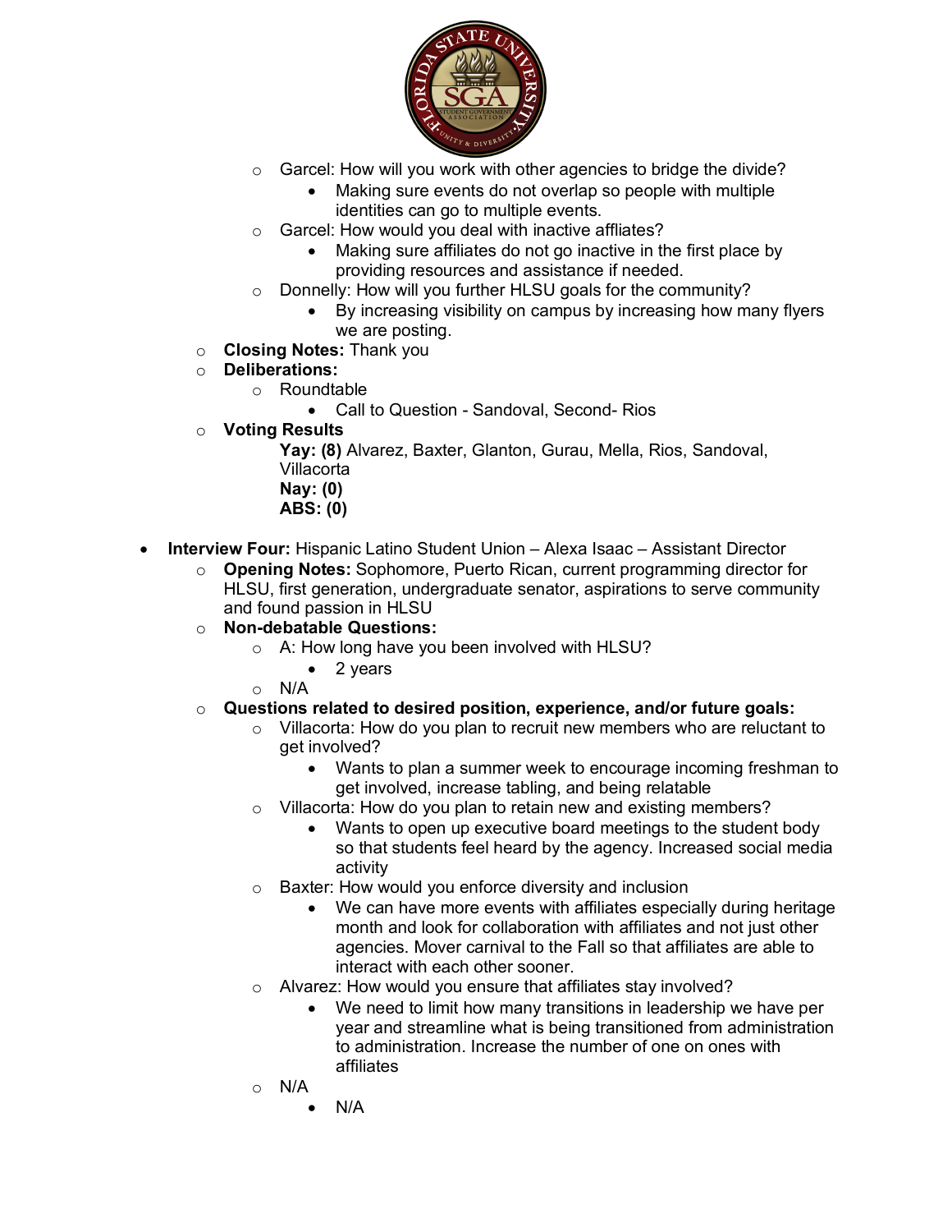- Garcel: How will you work with other agencies to bridge the divide?
  - Making sure events do not overlap so people with multiple identities can go to multiple events.
- Garcel: How would you deal with inactive affliates?
  - Making sure affiliates do not go inactive in the first place by providing resources and assistance if needed.
- Donnelly: How will you further HLSU goals for the community?
  - By increasing visibility on campus by increasing how many flyers we are posting.
- **Closing Notes:** Thank you
- **Deliberations:**
  - Roundtable
    - Call to Question - Sandoval, Second- Rios
- **Voting Results**

  **Yay: (8)** Alvarez, Baxter, Glanton, Gurau, Mella, Rios, Sandoval, Villacorta
  **Nay: (0)**
  **ABS: (0)**

- **Interview Four:** Hispanic Latino Student Union – Alexa Isaac – Assistant Director
  - **Opening Notes:** Sophomore, Puerto Rican, current programming director for HLSU, first generation, undergraduate senator, aspirations to serve community and found passion in HLSU
  - **Non-debatable Questions:**
    - A: How long have you been involved with HLSU?
      - 2 years
    - N/A
  - **Questions related to desired position, experience, and/or future goals:**
    - Villacorta: How do you plan to recruit new members who are reluctant to get involved?
      - Wants to plan a summer week to encourage incoming freshman to get involved, increase tabling, and being relatable
    - Villacorta: How do you plan to retain new and existing members?
      - Wants to open up executive board meetings to the student body so that students feel heard by the agency. Increased social media activity
    - Baxter: How would you enforce diversity and inclusion
      - We can have more events with affiliates especially during heritage month and look for collaboration with affiliates and not just other agencies. Mover carnival to the Fall so that affiliates are able to interact with each other sooner.
    - Alvarez: How would you ensure that affiliates stay involved?
      - We need to limit how many transitions in leadership we have per year and streamline what is being transitioned from administration to administration. Increase the number of one on ones with affiliates
    - N/A
      - N/A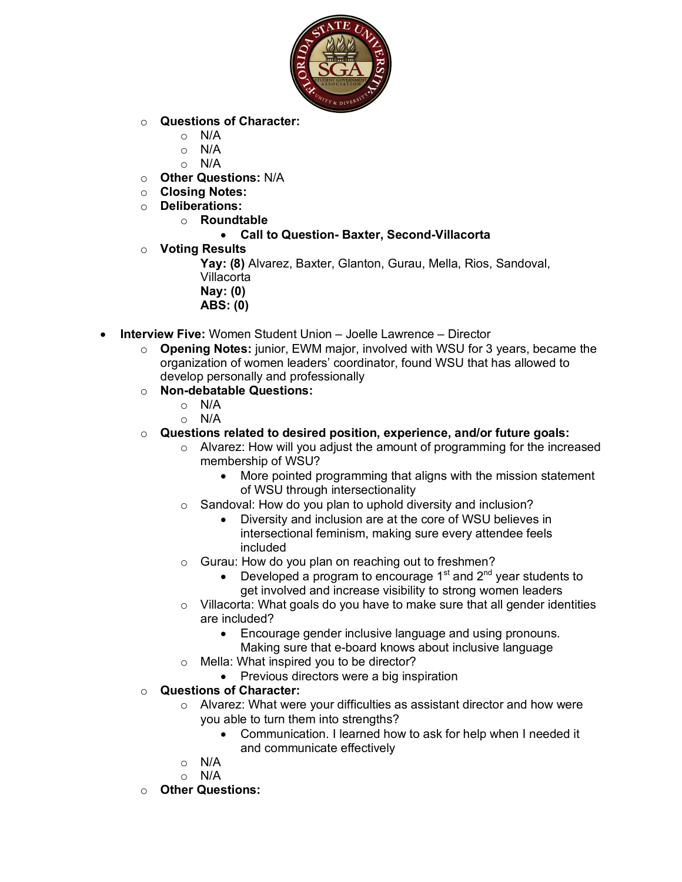- **Questions of Character:**
  - N/A
  - N/A
  - N/A
- **Other Questions:** N/A
- **Closing Notes:**
- **Deliberations:**
  - **Roundtable**
    - **Call to Question- Baxter, Second-Villacorta**
- **Voting Results**

  **Yay: (8)** Alvarez, Baxter, Glanton, Gurau, Mella, Rios, Sandoval, Villacorta
  **Nay: (0)**
  **ABS: (0)**

- **Interview Five:** Women Student Union – Joelle Lawrence – Director
  - **Opening Notes:** junior, EWM major, involved with WSU for 3 years, became the organization of women leaders' coordinator, found WSU that has allowed to develop personally and professionally
  - **Non-debatable Questions:**
    - N/A
    - N/A
  - **Questions related to desired position, experience, and/or future goals:**
    - Alvarez: How will you adjust the amount of programming for the increased membership of WSU?
      - More pointed programming that aligns with the mission statement of WSU through intersectionality
    - Sandoval: How do you plan to uphold diversity and inclusion?
      - Diversity and inclusion are at the core of WSU believes in intersectional feminism, making sure every attendee feels included
    - Gurau: How do you plan on reaching out to freshmen?
      - Developed a program to encourage 1st and 2nd year students to get involved and increase visibility to strong women leaders
    - Villacorta: What goals do you have to make sure that all gender identities are included?
      - Encourage gender inclusive language and using pronouns. Making sure that e-board knows about inclusive language
    - Mella: What inspired you to be director?
      - Previous directors were a big inspiration
  - **Questions of Character:**
    - Alvarez: What were your difficulties as assistant director and how were you able to turn them into strengths?
      - Communication. I learned how to ask for help when I needed it and communicate effectively
    - N/A
    - N/A
  - **Other Questions:**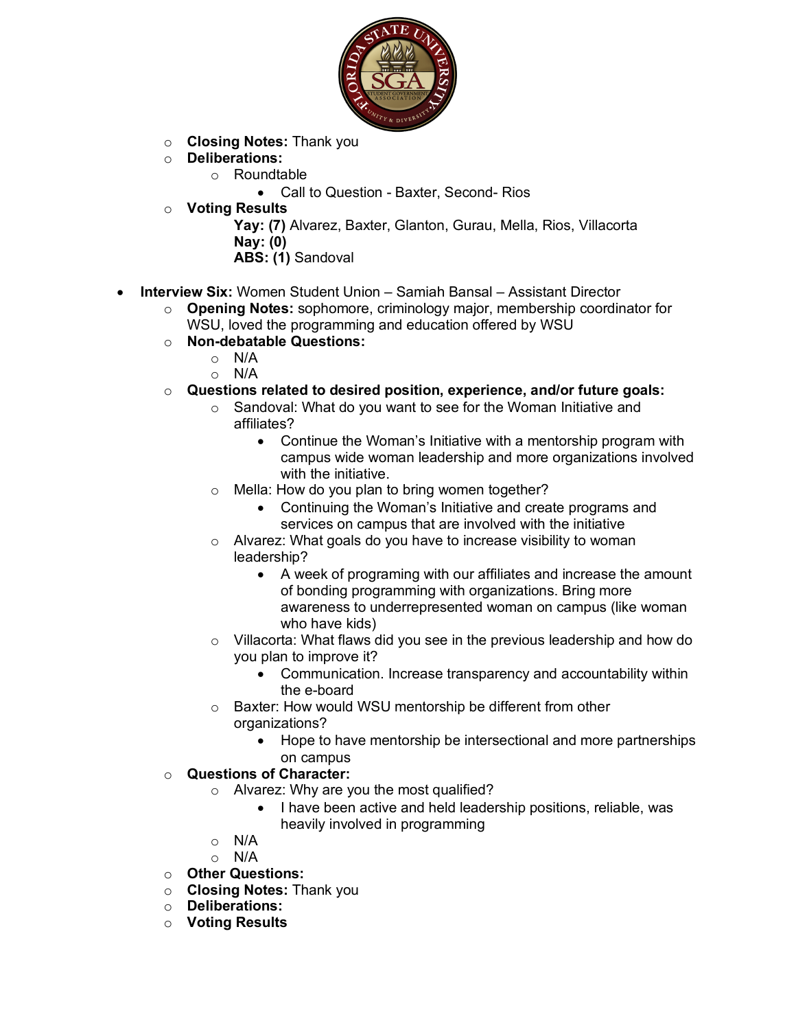- **Closing Notes:** Thank you
- **Deliberations:**
  - Roundtable
    - Call to Question - Baxter, Second- Rios
- **Voting Results**

  **Yay: (7)** Alvarez, Baxter, Glanton, Gurau, Mella, Rios, Villacorta
  **Nay: (0)**
  **ABS: (1)** Sandoval

- **Interview Six:** Women Student Union – Samiah Bansal – Assistant Director
  - **Opening Notes:** sophomore, criminology major, membership coordinator for WSU, loved the programming and education offered by WSU
  - **Non-debatable Questions:**
    - N/A
    - N/A
  - **Questions related to desired position, experience, and/or future goals:**
    - Sandoval: What do you want to see for the Woman Initiative and affiliates?
      - Continue the Woman's Initiative with a mentorship program with campus wide woman leadership and more organizations involved with the initiative.
    - Mella: How do you plan to bring women together?
      - Continuing the Woman's Initiative and create programs and services on campus that are involved with the initiative
    - Alvarez: What goals do you have to increase visibility to woman leadership?
      - A week of programing with our affiliates and increase the amount of bonding programming with organizations. Bring more awareness to underrepresented woman on campus (like woman who have kids)
    - Villacorta: What flaws did you see in the previous leadership and how do you plan to improve it?
      - Communication. Increase transparency and accountability within the e-board
    - Baxter: How would WSU mentorship be different from other organizations?
      - Hope to have mentorship be intersectional and more partnerships on campus
  - **Questions of Character:**
    - Alvarez: Why are you the most qualified?
      - I have been active and held leadership positions, reliable, was heavily involved in programming
    - N/A
    - N/A
  - **Other Questions:**
  - **Closing Notes:** Thank you
  - **Deliberations:**
  - **Voting Results**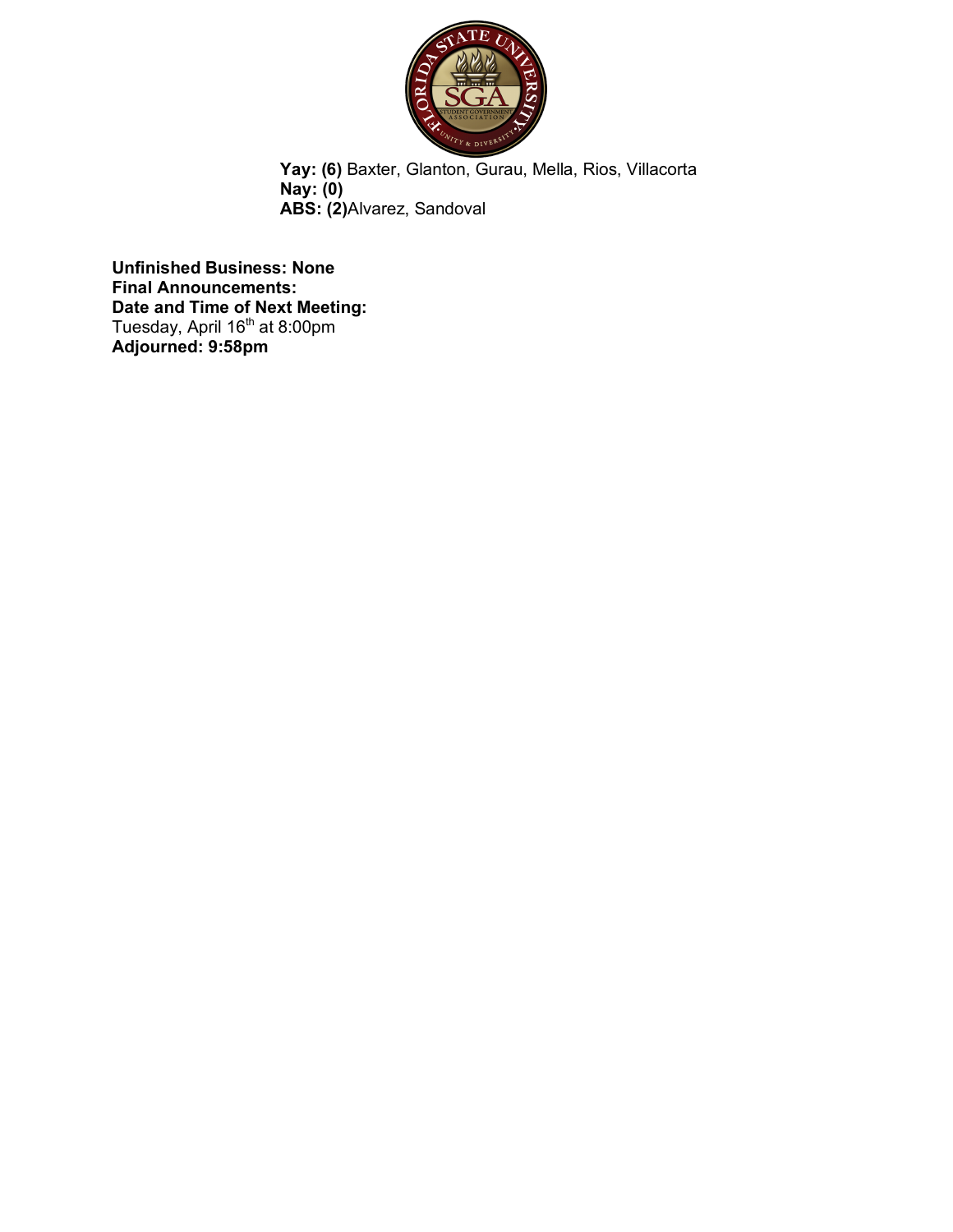**Yay: (6)** Baxter, Glanton, Gurau, Mella, Rios, Villacorta
**Nay: (0)**
**ABS: (2)** Alvarez, Sandoval

**Unfinished Business: None**
**Final Announcements:**
**Date and Time of Next Meeting:**
Tuesday, April 16th at 8:00pm
**Adjourned: 9:58pm**